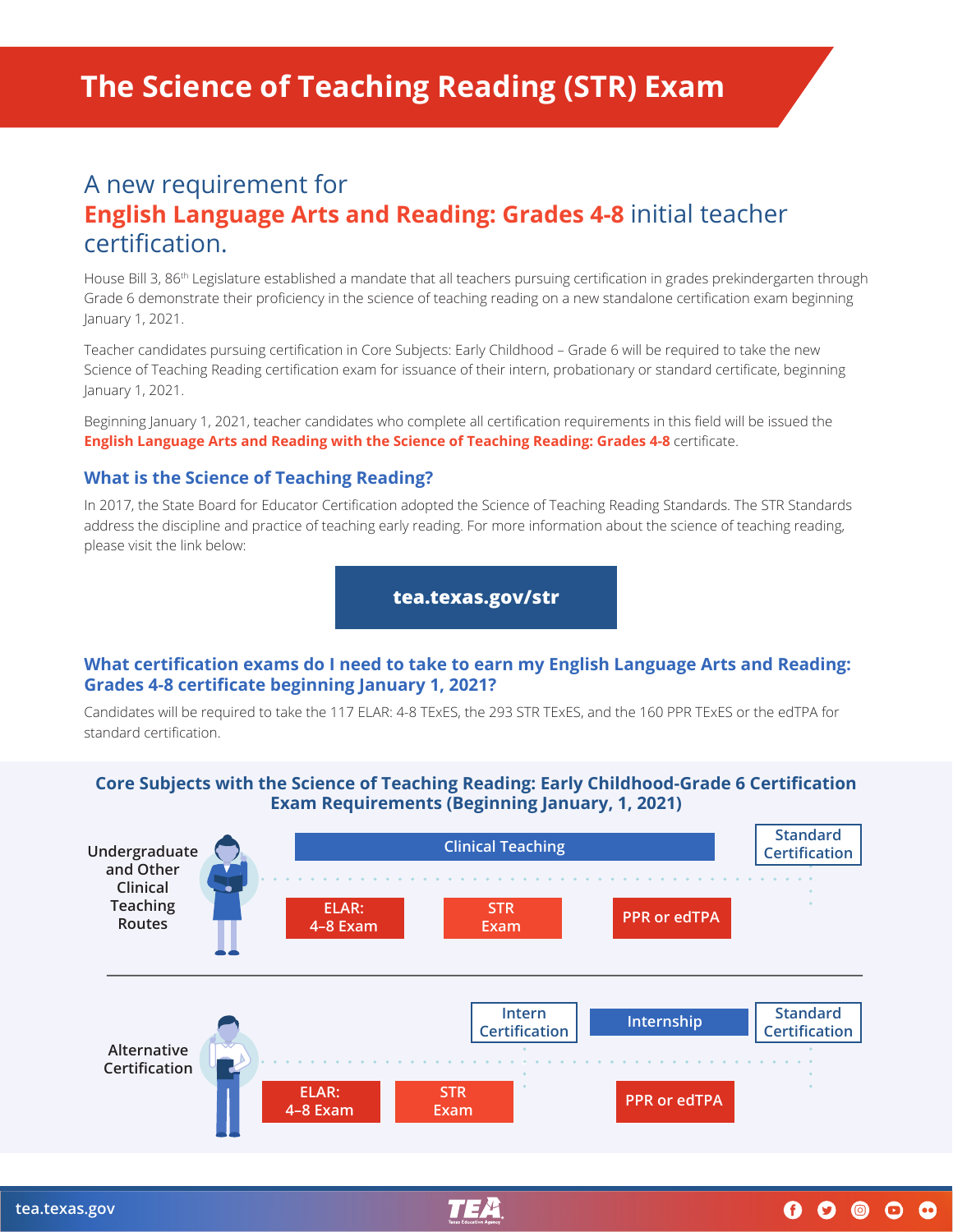# The Science of Teaching Reading (STR) Exam

## A new requirement for **English Language Arts and Reading: Grades 4-8** initial teacher certification.

House Bill 3, 86th Legislature established a mandate that all teachers pursuing certification in grades prekindergarten through Grade 6 demonstrate their proficiency in the science of teaching reading on a new standalone certification exam beginning January 1, 2021.

Teacher candidates pursuing certification in Core Subjects: Early Childhood – Grade 6 will be required to take the new Science of Teaching Reading certification exam for issuance of their intern, probationary or standard certificate, beginning January 1, 2021.

Beginning January 1, 2021, teacher candidates who complete all certification requirements in this field will be issued the **English Language Arts and Reading with the Science of Teaching Reading: Grades 4-8** certificate.

### What is the Science of Teaching Reading?

In 2017, the State Board for Educator Certification adopted the Science of Teaching Reading Standards. The STR Standards address the discipline and practice of teaching early reading. For more information about the science of teaching reading, please visit the link below:

**tea.texas.gov/str**

### What certification exams do I need to take to earn my English Language Arts and Reading: Grades 4-8 certificate beginning January 1, 2021?

Candidates will be required to take the 117 ELAR: 4-8 TExES, the 293 STR TExES, and the 160 PPR TExES or the edTPA for standard certification.

### Core Subjects with the Science of Teaching Reading: Early Childhood-Grade 6 Certification Exam Requirements (Beginning January, 1, 2021)

**Undergraduate and Other Clinical Teaching Routes**

- Clinical Teaching → Standard Certification
- ELAR: 4–8 Exam
- STR Exam
- PPR or edTPA

**Alternative Certification**

- ELAR: 4–8 Exam
- STR Exam
- Intern Certification
- Internship
- PPR or edTPA
- Standard Certification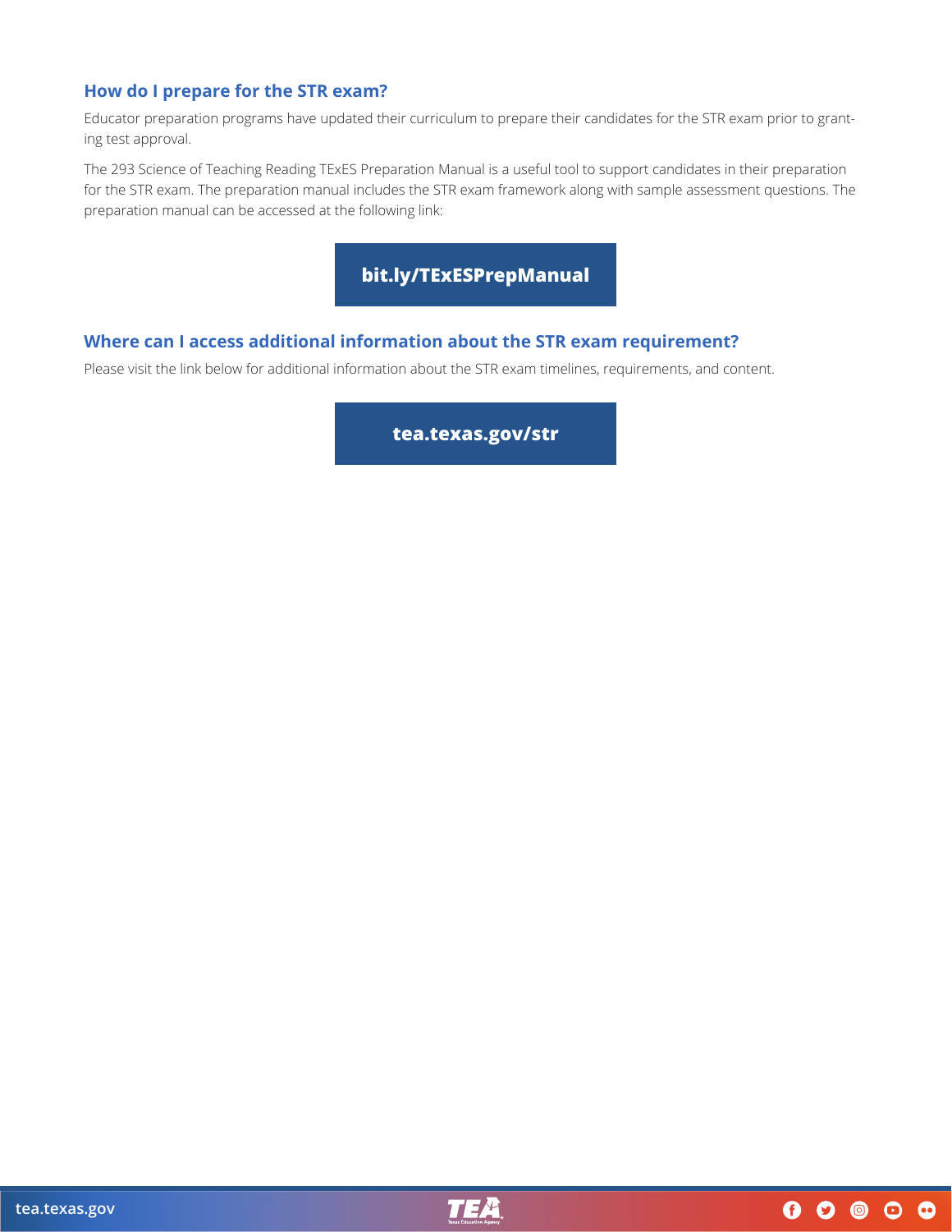## How do I prepare for the STR exam?

Educator preparation programs have updated their curriculum to prepare their candidates for the STR exam prior to granting test approval.

The 293 Science of Teaching Reading TExES Preparation Manual is a useful tool to support candidates in their preparation for the STR exam. The preparation manual includes the STR exam framework along with sample assessment questions. The preparation manual can be accessed at the following link:

**bit.ly/TExESPrepManual**

## Where can I access additional information about the STR exam requirement?

Please visit the link below for additional information about the STR exam timelines, requirements, and content.

**tea.texas.gov/str**